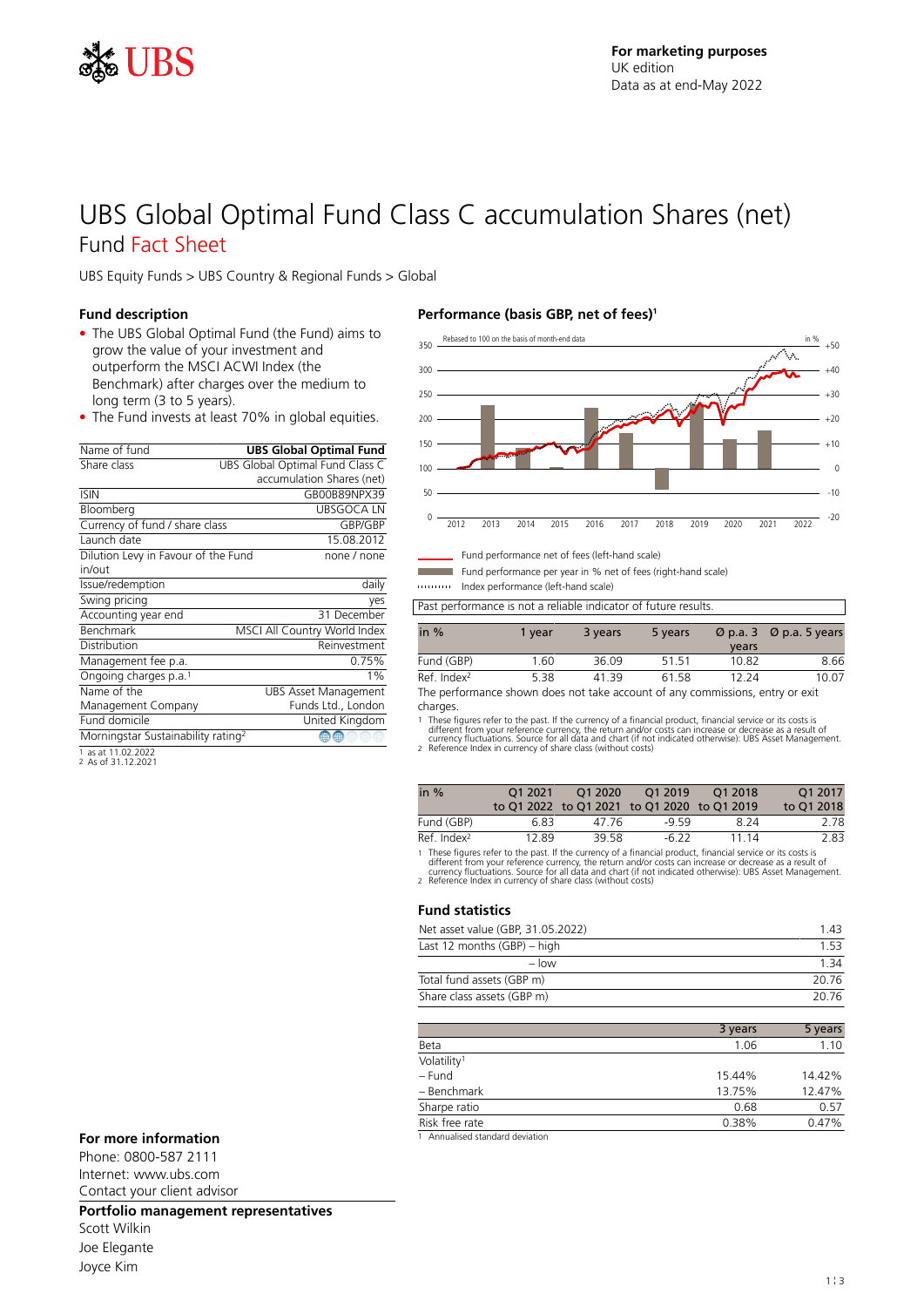For marketing purposes
UK edition
Data as at end-May 2022

# UBS Global Optimal Fund Class C accumulation Shares (net)

## Fund Fact Sheet

UBS Equity Funds > UBS Country & Regional Funds > Global

### Fund description

- The UBS Global Optimal Fund (the Fund) aims to grow the value of your investment and outperform the MSCI ACWI Index (the Benchmark) after charges over the medium to long term (3 to 5 years).
- The Fund invests at least 70% in global equities.

| Name of fund | UBS Global Optimal Fund |
|---|---|
| Share class | UBS Global Optimal Fund Class C accumulation Shares (net) |
| ISIN | GB00B89NPX39 |
| Bloomberg | UBSGOCA LN |
| Currency of fund / share class | GBP/GBP |
| Launch date | 15.08.2012 |
| Dilution Levy in Favour of the Fund in/out | none / none |
| Issue/redemption | daily |
| Swing pricing | yes |
| Accounting year end | 31 December |
| Benchmark | MSCI All Country World Index |
| Distribution | Reinvestment |
| Management fee p.a. | 0.75% |
| Ongoing charges p.a.[1] | 1% |
| Name of the Management Company | UBS Asset Management Funds Ltd., London |
| Fund domicile | United Kingdom |
| Morningstar Sustainability rating[2] | |

1 as at 11.02.2022
2 As of 31.12.2021

### Performance (basis GBP, net of fees)[1]

Rebased to 100 on the basis of month-end data

Fund performance net of fees (left-hand scale)
Fund performance per year in % net of fees (right-hand scale)
Index performance (left-hand scale)

Past performance is not a reliable indicator of future results.

| in % | 1 year | 3 years | 5 years | Ø p.a. 3 years | Ø p.a. 5 years |
|---|---|---|---|---|---|
| Fund (GBP) | 1.60 | 36.09 | 51.51 | 10.82 | 8.66 |
| Ref. Index[2] | 5.38 | 41.39 | 61.58 | 12.24 | 10.07 |

The performance shown does not take account of any commissions, entry or exit charges.

1 These figures refer to the past. If the currency of a financial product, financial service or its costs is different from your reference currency, the return and/or costs can increase or decrease as a result of currency fluctuations. Source for all data and chart (if not indicated otherwise): UBS Asset Management.
2 Reference Index in currency of share class (without costs)

| in % | Q1 2021 to Q1 2022 | Q1 2020 to Q1 2021 | Q1 2019 to Q1 2020 | Q1 2018 to Q1 2019 | Q1 2017 to Q1 2018 |
|---|---|---|---|---|---|
| Fund (GBP) | 6.83 | 47.76 | -9.59 | 8.24 | 2.78 |
| Ref. Index[2] | 12.89 | 39.58 | -6.22 | 11.14 | 2.83 |

1 These figures refer to the past. If the currency of a financial product, financial service or its costs is different from your reference currency, the return and/or costs can increase or decrease as a result of currency fluctuations. Source for all data and chart (if not indicated otherwise): UBS Asset Management.
2 Reference Index in currency of share class (without costs)

### Fund statistics

| | |
|---|---|
| Net asset value (GBP, 31.05.2022) | 1.43 |
| Last 12 months (GBP) – high | 1.53 |
| – low | 1.34 |
| Total fund assets (GBP m) | 20.76 |
| Share class assets (GBP m) | 20.76 |

| | 3 years | 5 years |
|---|---|---|
| Beta | 1.06 | 1.10 |
| Volatility[1] | | |
| – Fund | 15.44% | 14.42% |
| – Benchmark | 13.75% | 12.47% |
| Sharpe ratio | 0.68 | 0.57 |
| Risk free rate | 0.38% | 0.47% |

1 Annualised standard deviation

### For more information

Phone: 0800-587 2111
Internet: www.ubs.com
Contact your client advisor

### Portfolio management representatives

Scott Wilkin
Joe Elegante
Joyce Kim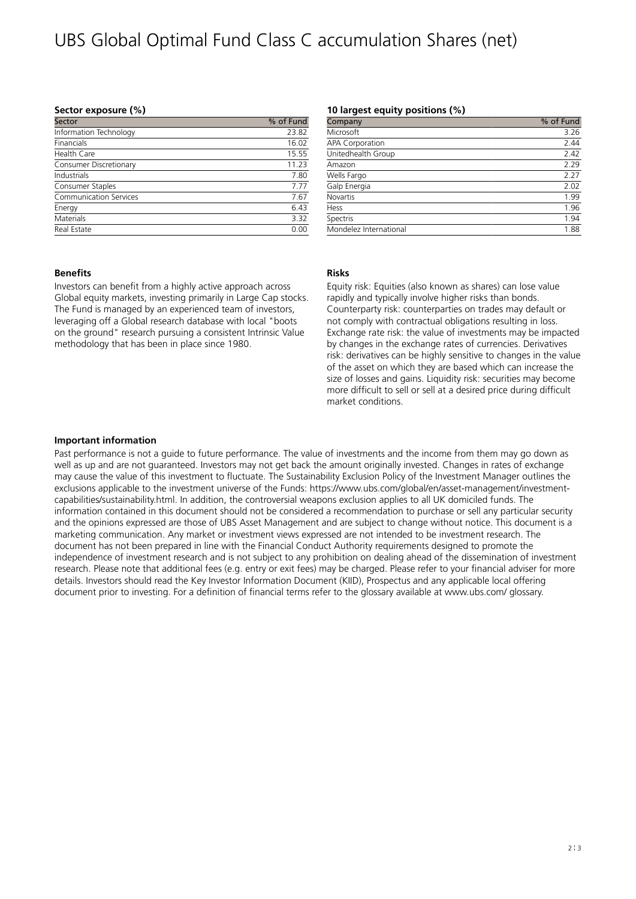# UBS Global Optimal Fund Class C accumulation Shares (net)

### Sector exposure (%)

| Sector | % of Fund |
| --- | --- |
| Information Technology | 23.82 |
| Financials | 16.02 |
| Health Care | 15.55 |
| Consumer Discretionary | 11.23 |
| Industrials | 7.80 |
| Consumer Staples | 7.77 |
| Communication Services | 7.67 |
| Energy | 6.43 |
| Materials | 3.32 |
| Real Estate | 0.00 |

### 10 largest equity positions (%)

| Company | % of Fund |
| --- | --- |
| Microsoft | 3.26 |
| APA Corporation | 2.44 |
| Unitedhealth Group | 2.42 |
| Amazon | 2.29 |
| Wells Fargo | 2.27 |
| Galp Energia | 2.02 |
| Novartis | 1.99 |
| Hess | 1.96 |
| Spectris | 1.94 |
| Mondelez International | 1.88 |

### Benefits

Investors can benefit from a highly active approach across Global equity markets, investing primarily in Large Cap stocks. The Fund is managed by an experienced team of investors, leveraging off a Global research database with local "boots on the ground" research pursuing a consistent Intrinsic Value methodology that has been in place since 1980.

### Risks

Equity risk: Equities (also known as shares) can lose value rapidly and typically involve higher risks than bonds. Counterparty risk: counterparties on trades may default or not comply with contractual obligations resulting in loss. Exchange rate risk: the value of investments may be impacted by changes in the exchange rates of currencies. Derivatives risk: derivatives can be highly sensitive to changes in the value of the asset on which they are based which can increase the size of losses and gains. Liquidity risk: securities may become more difficult to sell or sell at a desired price during difficult market conditions.

### Important information

Past performance is not a guide to future performance. The value of investments and the income from them may go down as well as up and are not guaranteed. Investors may not get back the amount originally invested. Changes in rates of exchange may cause the value of this investment to fluctuate. The Sustainability Exclusion Policy of the Investment Manager outlines the exclusions applicable to the investment universe of the Funds: https://www.ubs.com/global/en/asset-management/investment-capabilities/sustainability.html. In addition, the controversial weapons exclusion applies to all UK domiciled funds. The information contained in this document should not be considered a recommendation to purchase or sell any particular security and the opinions expressed are those of UBS Asset Management and are subject to change without notice. This document is a marketing communication. Any market or investment views expressed are not intended to be investment research. The document has not been prepared in line with the Financial Conduct Authority requirements designed to promote the independence of investment research and is not subject to any prohibition on dealing ahead of the dissemination of investment research. Please note that additional fees (e.g. entry or exit fees) may be charged. Please refer to your financial adviser for more details. Investors should read the Key Investor Information Document (KIID), Prospectus and any applicable local offering document prior to investing. For a definition of financial terms refer to the glossary available at www.ubs.com/ glossary.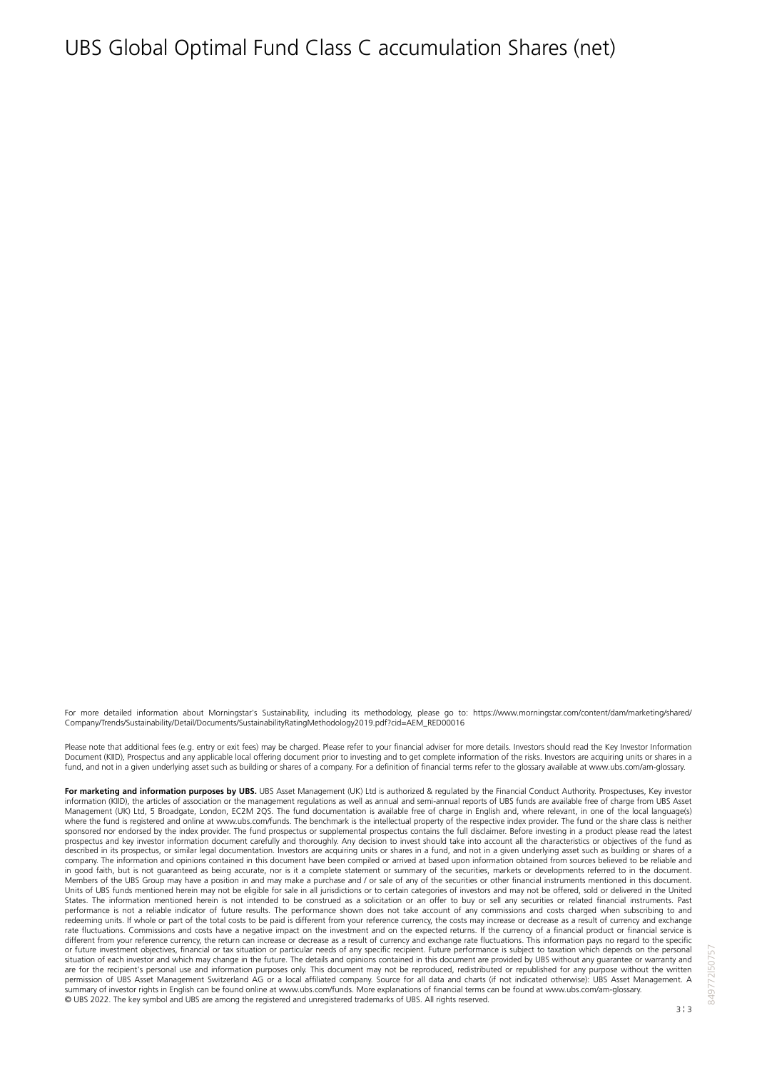# UBS Global Optimal Fund Class C accumulation Shares (net)

For more detailed information about Morningstar's Sustainability, including its methodology, please go to: https://www.morningstar.com/content/dam/marketing/shared/Company/Trends/Sustainability/Detail/Documents/SustainabilityRatingMethodology2019.pdf?cid=AEM_RED00016

Please note that additional fees (e.g. entry or exit fees) may be charged. Please refer to your financial adviser for more details. Investors should read the Key Investor Information Document (KIID), Prospectus and any applicable local offering document prior to investing and to get complete information of the risks. Investors are acquiring units or shares in a fund, and not in a given underlying asset such as building or shares of a company. For a definition of financial terms refer to the glossary available at www.ubs.com/am-glossary.

**For marketing and information purposes by UBS.** UBS Asset Management (UK) Ltd is authorized & regulated by the Financial Conduct Authority. Prospectuses, Key investor information (KIID), the articles of association or the management regulations as well as annual and semi-annual reports of UBS funds are available free of charge from UBS Asset Management (UK) Ltd, 5 Broadgate, London, EC2M 2QS. The fund documentation is available free of charge in English and, where relevant, in one of the local language(s) where the fund is registered and online at www.ubs.com/funds. The benchmark is the intellectual property of the respective index provider. The fund or the share class is neither sponsored nor endorsed by the index provider. The fund prospectus or supplemental prospectus contains the full disclaimer. Before investing in a product please read the latest prospectus and key investor information document carefully and thoroughly. Any decision to invest should take into account all the characteristics or objectives of the fund as described in its prospectus, or similar legal documentation. Investors are acquiring units or shares in a fund, and not in a given underlying asset such as building or shares of a company. The information and opinions contained in this document have been compiled or arrived at based upon information obtained from sources believed to be reliable and in good faith, but is not guaranteed as being accurate, nor is it a complete statement or summary of the securities, markets or developments referred to in the document. Members of the UBS Group may have a position in and may make a purchase and / or sale of any of the securities or other financial instruments mentioned in this document. Units of UBS funds mentioned herein may not be eligible for sale in all jurisdictions or to certain categories of investors and may not be offered, sold or delivered in the United States. The information mentioned herein is not intended to be construed as a solicitation or an offer to buy or sell any securities or related financial instruments. Past performance is not a reliable indicator of future results. The performance shown does not take account of any commissions and costs charged when subscribing to and redeeming units. If whole or part of the total costs to be paid is different from your reference currency, the costs may increase or decrease as a result of currency and exchange rate fluctuations. Commissions and costs have a negative impact on the investment and on the expected returns. If the currency of a financial product or financial service is different from your reference currency, the return can increase or decrease as a result of currency and exchange rate fluctuations. This information pays no regard to the specific or future investment objectives, financial or tax situation or particular needs of any specific recipient. Future performance is subject to taxation which depends on the personal situation of each investor and which may change in the future. The details and opinions contained in this document are provided by UBS without any guarantee or warranty and are for the recipient's personal use and information purposes only. This document may not be reproduced, redistributed or republished for any purpose without the written permission of UBS Asset Management Switzerland AG or a local affiliated company. Source for all data and charts (if not indicated otherwise): UBS Asset Management. A summary of investor rights in English can be found online at www.ubs.com/funds. More explanations of financial terms can be found at www.ubs.com/am-glossary.
© UBS 2022. The key symbol and UBS are among the registered and unregistered trademarks of UBS. All rights reserved.

849772|50757